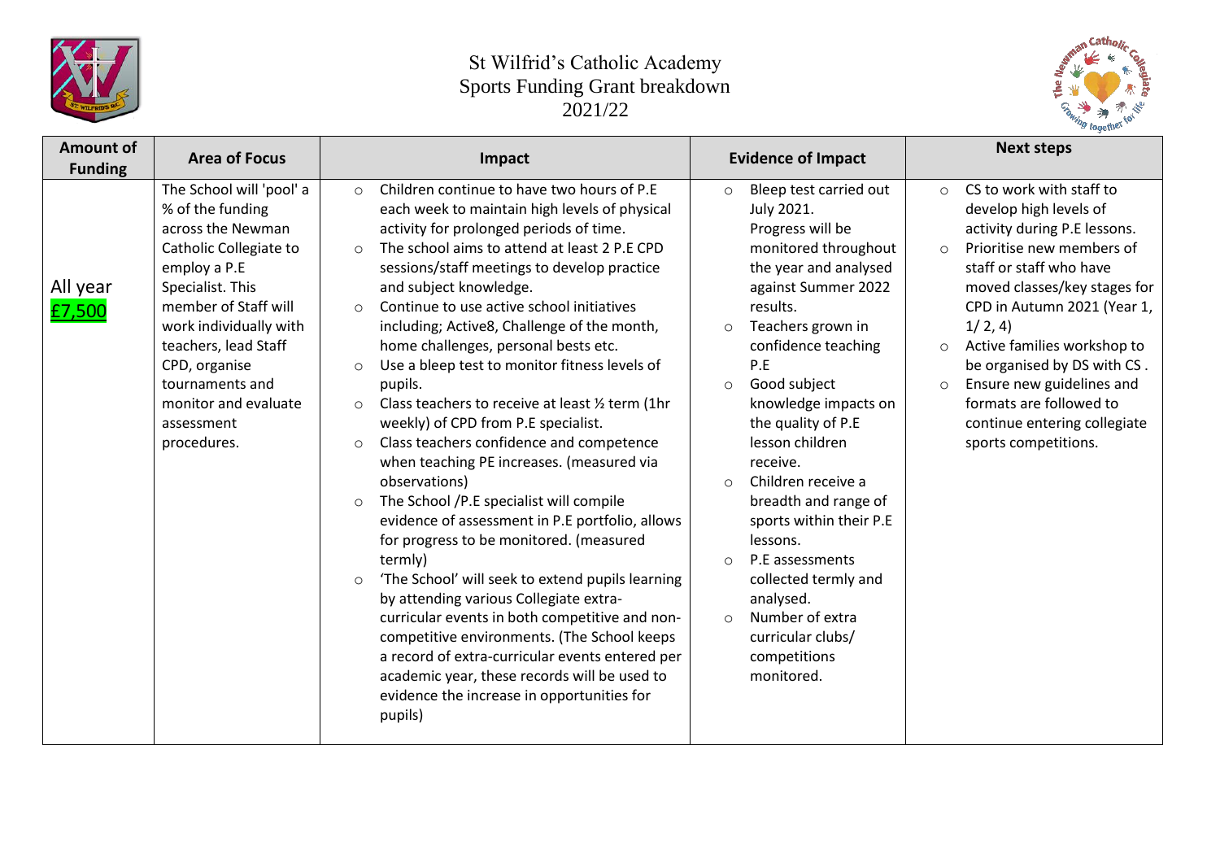# St Wilfrid's Catholic Academy
# Sports Funding Grant breakdown
# 2021/22

| Amount of Funding | Area of Focus | Impact | Evidence of Impact | Next steps |
|---|---|---|---|---|
| All year £7,500 | The School will 'pool' a % of the funding across the Newman Catholic Collegiate to employ a P.E Specialist. This member of Staff will work individually with teachers, lead Staff CPD, organise tournaments and monitor and evaluate assessment procedures. | ○ Children continue to have two hours of P.E each week to maintain high levels of physical activity for prolonged periods of time.<br>○ The school aims to attend at least 2 P.E CPD sessions/staff meetings to develop practice and subject knowledge.<br>○ Continue to use active school initiatives including; Active8, Challenge of the month, home challenges, personal bests etc.<br>○ Use a bleep test to monitor fitness levels of pupils.<br>○ Class teachers to receive at least ½ term (1hr weekly) of CPD from P.E specialist.<br>○ Class teachers confidence and competence when teaching PE increases. (measured via observations)<br>○ The School /P.E specialist will compile evidence of assessment in P.E portfolio, allows for progress to be monitored. (measured termly)<br>○ 'The School' will seek to extend pupils learning by attending various Collegiate extra-curricular events in both competitive and non-competitive environments. (The School keeps a record of extra-curricular events entered per academic year, these records will be used to evidence the increase in opportunities for pupils) | ○ Bleep test carried out July 2021. Progress will be monitored throughout the year and analysed against Summer 2022 results.<br>○ Teachers grown in confidence teaching P.E<br>○ Good subject knowledge impacts on the quality of P.E lesson children receive.<br>○ Children receive a breadth and range of sports within their P.E lessons.<br>○ P.E assessments collected termly and analysed.<br>○ Number of extra curricular clubs/ competitions monitored. | ○ CS to work with staff to develop high levels of activity during P.E lessons.<br>○ Prioritise new members of staff or staff who have moved classes/key stages for CPD in Autumn 2021 (Year 1, 1/ 2, 4)<br>○ Active families workshop to be organised by DS with CS .<br>○ Ensure new guidelines and formats are followed to continue entering collegiate sports competitions. |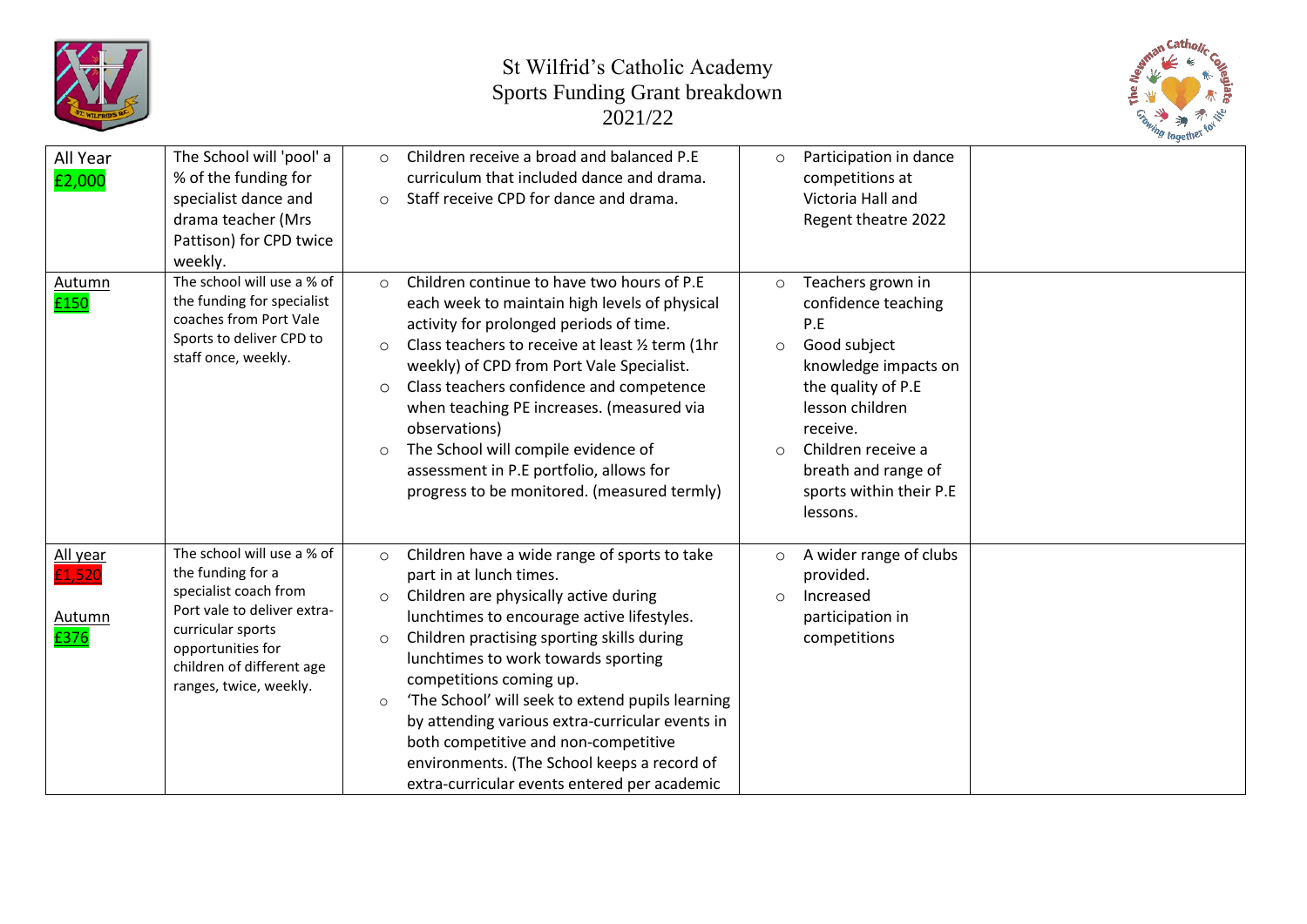St Wilfrid's Catholic Academy
Sports Funding Grant breakdown
2021/22

| | | | | |
|---|---|---|---|---|
| All Year £2,000 | The School will 'pool' a % of the funding for specialist dance and drama teacher (Mrs Pattison) for CPD twice weekly. | ○ Children receive a broad and balanced P.E curriculum that included dance and drama.<br>○ Staff receive CPD for dance and drama. | ○ Participation in dance competitions at Victoria Hall and Regent theatre 2022 | |
| Autumn £150 | The school will use a % of the funding for specialist coaches from Port Vale Sports to deliver CPD to staff once, weekly. | ○ Children continue to have two hours of P.E each week to maintain high levels of physical activity for prolonged periods of time.<br>○ Class teachers to receive at least ½ term (1hr weekly) of CPD from Port Vale Specialist.<br>○ Class teachers confidence and competence when teaching PE increases. (measured via observations)<br>○ The School will compile evidence of assessment in P.E portfolio, allows for progress to be monitored. (measured termly) | ○ Teachers grown in confidence teaching P.E<br>○ Good subject knowledge impacts on the quality of P.E lesson children receive.<br>○ Children receive a breath and range of sports within their P.E lessons. | |
| All year £1,520<br><br>Autumn £376 | The school will use a % of the funding for a specialist coach from Port vale to deliver extra-curricular sports opportunities for children of different age ranges, twice, weekly. | ○ Children have a wide range of sports to take part in at lunch times.<br>○ Children are physically active during lunchtimes to encourage active lifestyles.<br>○ Children practising sporting skills during lunchtimes to work towards sporting competitions coming up.<br>○ 'The School' will seek to extend pupils learning by attending various extra-curricular events in both competitive and non-competitive environments. (The School keeps a record of extra-curricular events entered per academic | ○ A wider range of clubs provided.<br>○ Increased participation in competitions | |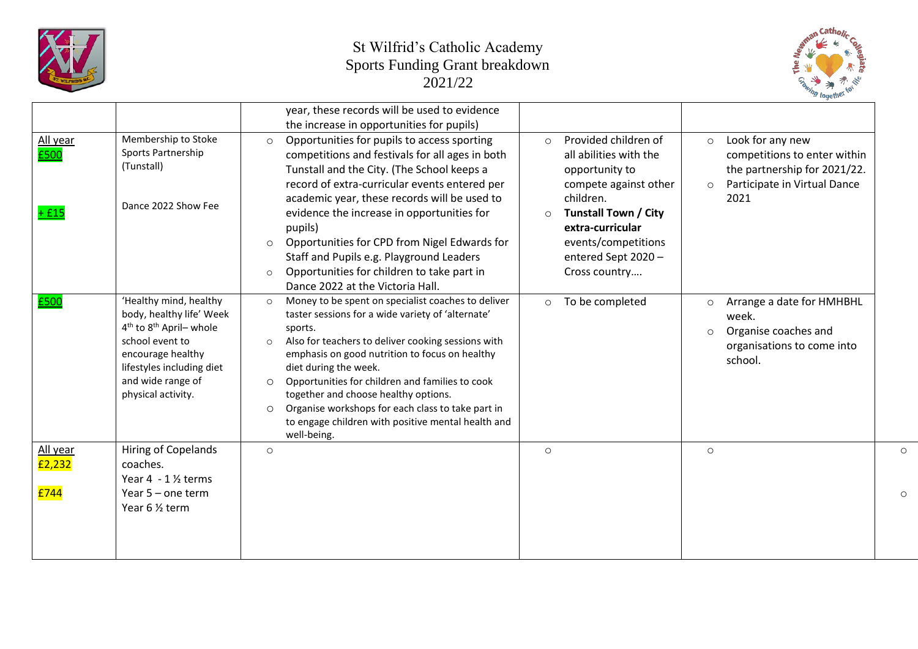# St Wilfrid's Catholic Academy
# Sports Funding Grant breakdown
# 2021/22

| | | | | |
|---|---|---|---|---|
| | | year, these records will be used to evidence the increase in opportunities for pupils) | | |
| All year<br>£500<br><br>+ £15 | Membership to Stoke Sports Partnership (Tunstall)<br><br>Dance 2022 Show Fee | ○ Opportunities for pupils to access sporting competitions and festivals for all ages in both Tunstall and the City. (The School keeps a record of extra-curricular events entered per academic year, these records will be used to evidence the increase in opportunities for pupils)<br>○ Opportunities for CPD from Nigel Edwards for Staff and Pupils e.g. Playground Leaders<br>○ Opportunities for children to take part in Dance 2022 at the Victoria Hall. | ○ Provided children of all abilities with the opportunity to compete against other children.<br>○ **Tunstall Town / City extra-curricular** events/competitions entered Sept 2020 – Cross country…. | ○ Look for any new competitions to enter within the partnership for 2021/22.<br>○ Participate in Virtual Dance 2021 |
| £500 | 'Healthy mind, healthy body, healthy life' Week 4th to 8th April– whole school event to encourage healthy lifestyles including diet and wide range of physical activity. | ○ Money to be spent on specialist coaches to deliver taster sessions for a wide variety of 'alternate' sports.<br>○ Also for teachers to deliver cooking sessions with emphasis on good nutrition to focus on healthy diet during the week.<br>○ Opportunities for children and families to cook together and choose healthy options.<br>○ Organise workshops for each class to take part in to engage children with positive mental health and well-being. | ○ To be completed | ○ Arrange a date for HMHBHL week.<br>○ Organise coaches and organisations to come into school. |
| All year<br>£2,232<br><br>£744 | Hiring of Copelands coaches.<br>Year 4 - 1 ½ terms<br>Year 5 – one term<br>Year 6 ½ term | ○ | ○ | ○ |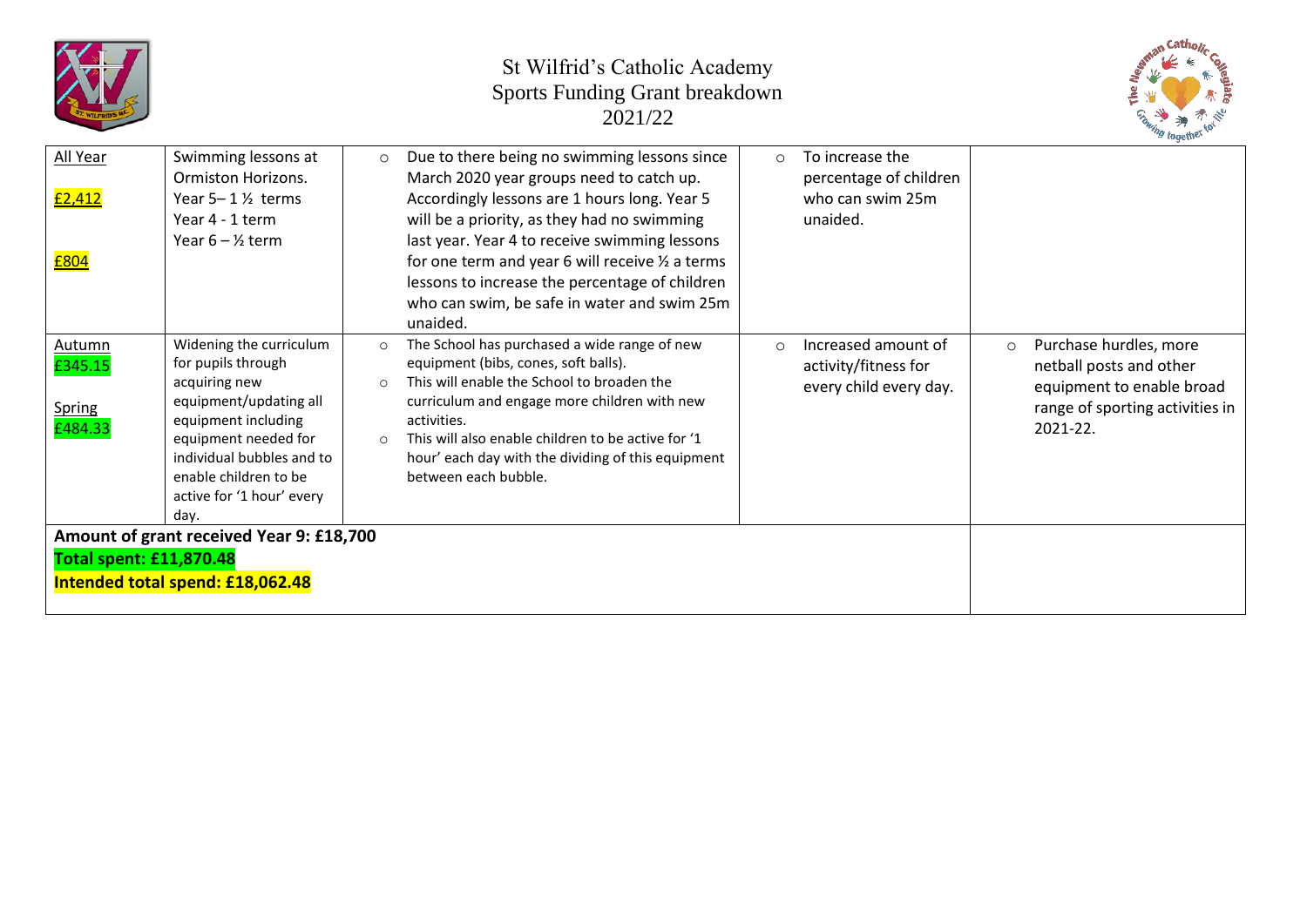# St Wilfrid's Catholic Academy
# Sports Funding Grant breakdown
# 2021/22

| | | | | |
|---|---|---|---|---|
| All Year<br><br>£2,412<br><br>£804 | Swimming lessons at Ormiston Horizons.<br>Year 5– 1 ½ terms<br>Year 4 - 1 term<br>Year 6 – ½ term | ○ Due to there being no swimming lessons since March 2020 year groups need to catch up. Accordingly lessons are 1 hours long. Year 5 will be a priority, as they had no swimming last year. Year 4 to receive swimming lessons for one term and year 6 will receive ½ a terms lessons to increase the percentage of children who can swim, be safe in water and swim 25m unaided. | ○ To increase the percentage of children who can swim 25m unaided. | |
| Autumn<br>£345.15<br><br>Spring<br>£484.33 | Widening the curriculum for pupils through acquiring new equipment/updating all equipment including equipment needed for individual bubbles and to enable children to be active for '1 hour' every day. | ○ The School has purchased a wide range of new equipment (bibs, cones, soft balls).<br>○ This will enable the School to broaden the curriculum and engage more children with new activities.<br>○ This will also enable children to be active for '1 hour' each day with the dividing of this equipment between each bubble. | ○ Increased amount of activity/fitness for every child every day. | ○ Purchase hurdles, more netball posts and other equipment to enable broad range of sporting activities in 2021-22. |
| **Amount of grant received Year 9: £18,700**<br>**Total spent: £11,870.48**<br>**Intended total spend: £18,062.48** | | | | |